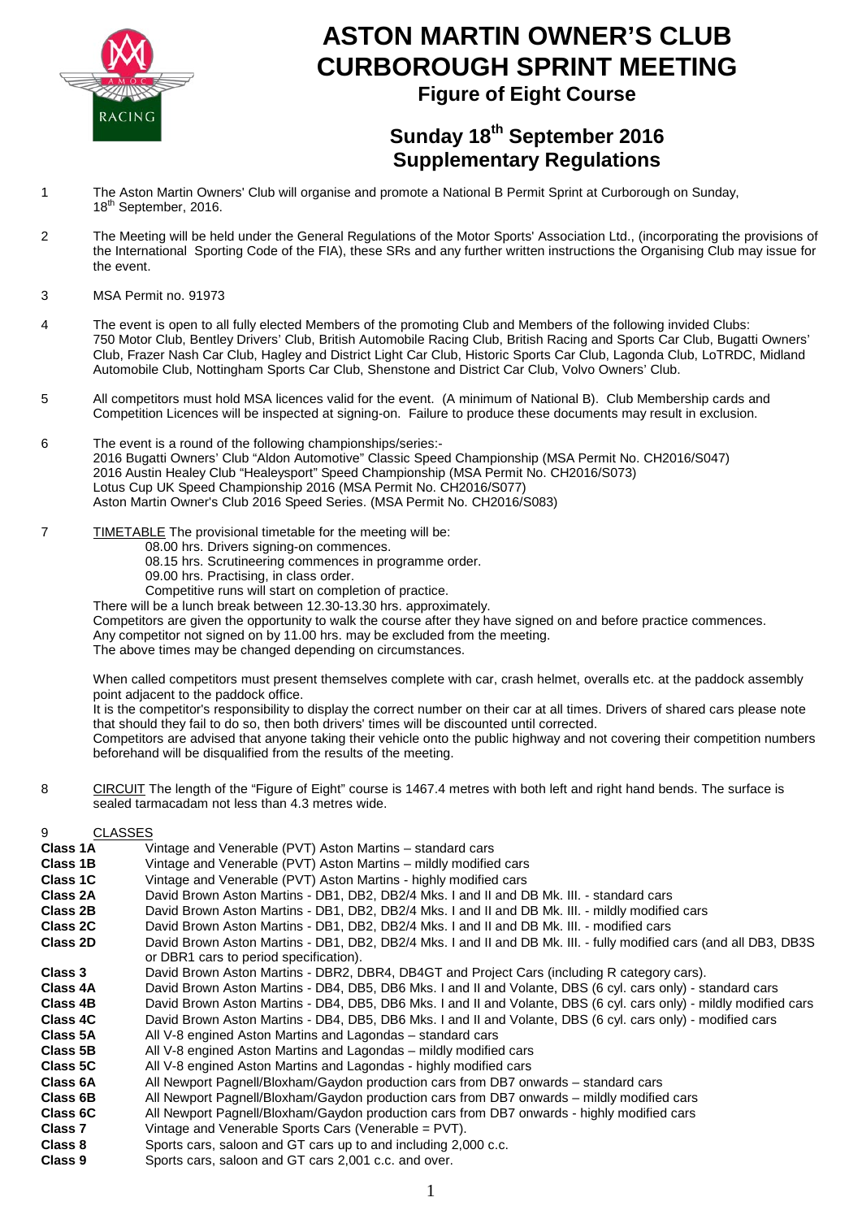# ASTON MARTIN OWNER'S CLUB CURBOROUGH SPRINT MEETING

## Figure of Eight Course

## Sunday 18th September 2016 Supplementary Regulations

1. The Aston Martin Owners' Club will organise and promote a National B Permit Sprint at Curborough on Sunday, 18th September, 2016.

2. The Meeting will be held under the General Regulations of the Motor Sports' Association Ltd., (incorporating the provisions of the International Sporting Code of the FIA), these SRs and any further written instructions the Organising Club may issue for the event.

3. MSA Permit no. 91973

4. The event is open to all fully elected Members of the promoting Club and Members of the following invided Clubs: 750 Motor Club, Bentley Drivers' Club, British Automobile Racing Club, British Racing and Sports Car Club, Bugatti Owners' Club, Frazer Nash Car Club, Hagley and District Light Car Club, Historic Sports Car Club, Lagonda Club, LoTRDC, Midland Automobile Club, Nottingham Sports Car Club, Shenstone and District Car Club, Volvo Owners' Club.

5. All competitors must hold MSA licences valid for the event. (A minimum of National B). Club Membership cards and Competition Licences will be inspected at signing-on. Failure to produce these documents may result in exclusion.

6. The event is a round of the following championships/series:-
   2016 Bugatti Owners' Club "Aldon Automotive" Classic Speed Championship (MSA Permit No. CH2016/S047)
   2016 Austin Healey Club "Healeysport" Speed Championship (MSA Permit No. CH2016/S073)
   Lotus Cup UK Speed Championship 2016 (MSA Permit No. CH2016/S077)
   Aston Martin Owner's Club 2016 Speed Series. (MSA Permit No. CH2016/S083)

7. TIMETABLE The provisional timetable for the meeting will be:
   - 08.00 hrs. Drivers signing-on commences.
   - 08.15 hrs. Scrutineering commences in programme order.
   - 09.00 hrs. Practising, in class order.
   - Competitive runs will start on completion of practice.

   There will be a lunch break between 12.30-13.30 hrs. approximately.
   Competitors are given the opportunity to walk the course after they have signed on and before practice commences.
   Any competitor not signed on by 11.00 hrs. may be excluded from the meeting.
   The above times may be changed depending on circumstances.

   When called competitors must present themselves complete with car, crash helmet, overalls etc. at the paddock assembly point adjacent to the paddock office.
   It is the competitor's responsibility to display the correct number on their car at all times. Drivers of shared cars please note that should they fail to do so, then both drivers' times will be discounted until corrected.
   Competitors are advised that anyone taking their vehicle onto the public highway and not covering their competition numbers beforehand will be disqualified from the results of the meeting.

8. CIRCUIT The length of the "Figure of Eight" course is 1467.4 metres with both left and right hand bends. The surface is sealed tarmacadam not less than 4.3 metres wide.

9. CLASSES

| | |
|---|---|
| **Class 1A** | Vintage and Venerable (PVT) Aston Martins – standard cars |
| **Class 1B** | Vintage and Venerable (PVT) Aston Martins – mildly modified cars |
| **Class 1C** | Vintage and Venerable (PVT) Aston Martins - highly modified cars |
| **Class 2A** | David Brown Aston Martins - DB1, DB2, DB2/4 Mks. I and II and DB Mk. III. - standard cars |
| **Class 2B** | David Brown Aston Martins - DB1, DB2, DB2/4 Mks. I and II and DB Mk. III. - mildly modified cars |
| **Class 2C** | David Brown Aston Martins - DB1, DB2, DB2/4 Mks. I and II and DB Mk. III. - modified cars |
| **Class 2D** | David Brown Aston Martins - DB1, DB2, DB2/4 Mks. I and II and DB Mk. III. - fully modified cars (and all DB3, DB3S or DBR1 cars to period specification). |
| **Class 3** | David Brown Aston Martins - DBR2, DBR4, DB4GT and Project Cars (including R category cars). |
| **Class 4A** | David Brown Aston Martins - DB4, DB5, DB6 Mks. I and II and Volante, DBS (6 cyl. cars only) - standard cars |
| **Class 4B** | David Brown Aston Martins - DB4, DB5, DB6 Mks. I and II and Volante, DBS (6 cyl. cars only) - mildly modified cars |
| **Class 4C** | David Brown Aston Martins - DB4, DB5, DB6 Mks. I and II and Volante, DBS (6 cyl. cars only) - modified cars |
| **Class 5A** | All V-8 engined Aston Martins and Lagondas – standard cars |
| **Class 5B** | All V-8 engined Aston Martins and Lagondas – mildly modified cars |
| **Class 5C** | All V-8 engined Aston Martins and Lagondas - highly modified cars |
| **Class 6A** | All Newport Pagnell/Bloxham/Gaydon production cars from DB7 onwards – standard cars |
| **Class 6B** | All Newport Pagnell/Bloxham/Gaydon production cars from DB7 onwards – mildly modified cars |
| **Class 6C** | All Newport Pagnell/Bloxham/Gaydon production cars from DB7 onwards - highly modified cars |
| **Class 7** | Vintage and Venerable Sports Cars (Venerable = PVT). |
| **Class 8** | Sports cars, saloon and GT cars up to and including 2,000 c.c. |
| **Class 9** | Sports cars, saloon and GT cars 2,001 c.c. and over. |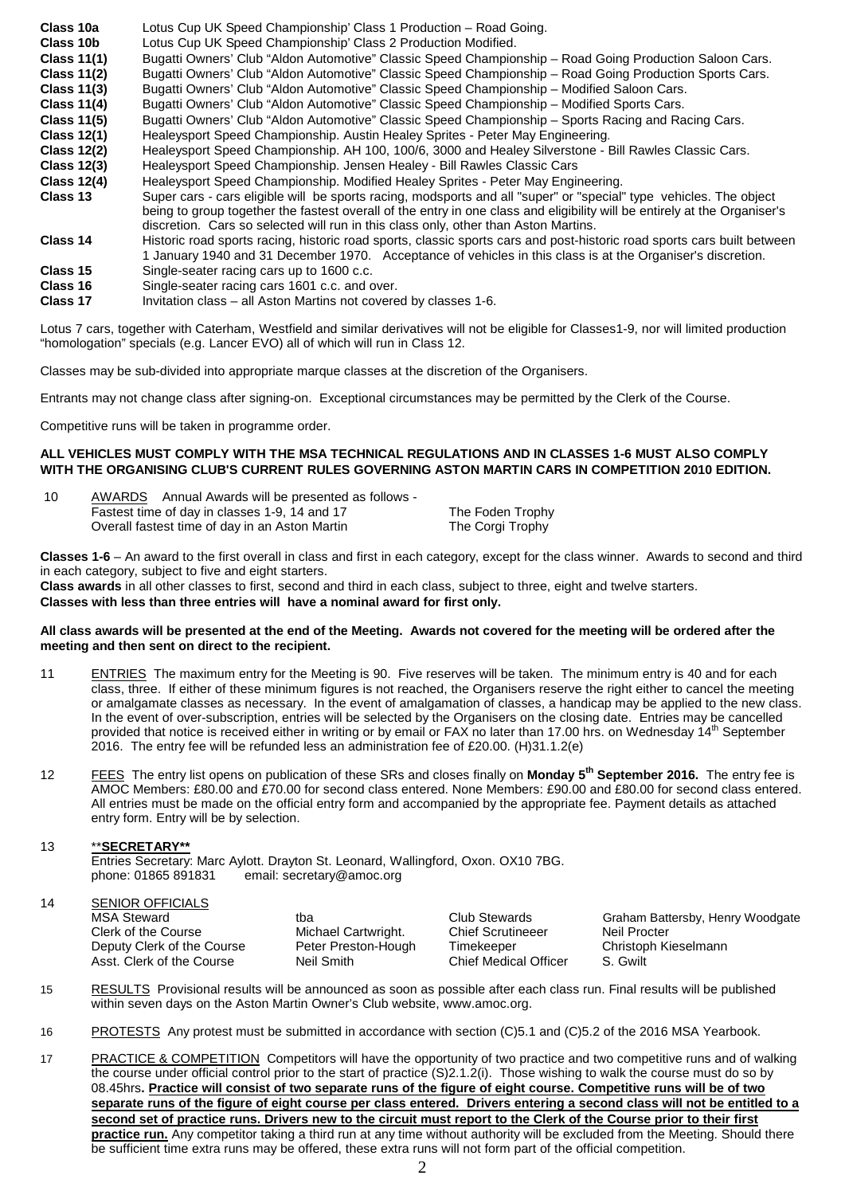**Class 10a** Lotus Cup UK Speed Championship' Class 1 Production – Road Going.
**Class 10b** Lotus Cup UK Speed Championship' Class 2 Production Modified.
**Class 11(1)** Bugatti Owners' Club "Aldon Automotive" Classic Speed Championship – Road Going Production Saloon Cars.
**Class 11(2)** Bugatti Owners' Club "Aldon Automotive" Classic Speed Championship – Road Going Production Sports Cars.
**Class 11(3)** Bugatti Owners' Club "Aldon Automotive" Classic Speed Championship – Modified Saloon Cars.
**Class 11(4)** Bugatti Owners' Club "Aldon Automotive" Classic Speed Championship – Modified Sports Cars.
**Class 11(5)** Bugatti Owners' Club "Aldon Automotive" Classic Speed Championship – Sports Racing and Racing Cars.
**Class 12(1)** Healeysport Speed Championship. Austin Healey Sprites - Peter May Engineering.
**Class 12(2)** Healeysport Speed Championship. AH 100, 100/6, 3000 and Healey Silverstone - Bill Rawles Classic Cars.
**Class 12(3)** Healeysport Speed Championship. Jensen Healey - Bill Rawles Classic Cars
**Class 12(4)** Healeysport Speed Championship. Modified Healey Sprites - Peter May Engineering.
**Class 13** Super cars - cars eligible will be sports racing, modsports and all "super" or "special" type vehicles. The object being to group together the fastest overall of the entry in one class and eligibility will be entirely at the Organiser's discretion. Cars so selected will run in this class only, other than Aston Martins.
**Class 14** Historic road sports racing, historic road sports, classic sports cars and post-historic road sports cars built between 1 January 1940 and 31 December 1970. Acceptance of vehicles in this class is at the Organiser's discretion.
**Class 15** Single-seater racing cars up to 1600 c.c.
**Class 16** Single-seater racing cars 1601 c.c. and over.
**Class 17** Invitation class – all Aston Martins not covered by classes 1-6.

Lotus 7 cars, together with Caterham, Westfield and similar derivatives will not be eligible for Classes1-9, nor will limited production "homologation" specials (e.g. Lancer EVO) all of which will run in Class 12.

Classes may be sub-divided into appropriate marque classes at the discretion of the Organisers.

Entrants may not change class after signing-on. Exceptional circumstances may be permitted by the Clerk of the Course.

Competitive runs will be taken in programme order.

**ALL VEHICLES MUST COMPLY WITH THE MSA TECHNICAL REGULATIONS AND IN CLASSES 1-6 MUST ALSO COMPLY WITH THE ORGANISING CLUB'S CURRENT RULES GOVERNING ASTON MARTIN CARS IN COMPETITION 2010 EDITION.**

10 AWARDS Annual Awards will be presented as follows -

| | |
|---|---|
| Fastest time of day in classes 1-9, 14 and 17 | The Foden Trophy |
| Overall fastest time of day in an Aston Martin | The Corgi Trophy |

**Classes 1-6** – An award to the first overall in class and first in each category, except for the class winner. Awards to second and third in each category, subject to five and eight starters.
**Class awards** in all other classes to first, second and third in each class, subject to three, eight and twelve starters.
**Classes with less than three entries will have a nominal award for first only.**

**All class awards will be presented at the end of the Meeting. Awards not covered for the meeting will be ordered after the meeting and then sent on direct to the recipient.**

11 ENTRIES The maximum entry for the Meeting is 90. Five reserves will be taken. The minimum entry is 40 and for each class, three. If either of these minimum figures is not reached, the Organisers reserve the right either to cancel the meeting or amalgamate classes as necessary. In the event of amalgamation of classes, a handicap may be applied to the new class. In the event of over-subscription, entries will be selected by the Organisers on the closing date. Entries may be cancelled provided that notice is received either in writing or by email or FAX no later than 17.00 hrs. on Wednesday 14th September 2016. The entry fee will be refunded less an administration fee of £20.00. (H)31.1.2(e)

12 FEES The entry list opens on publication of these SRs and closes finally on **Monday 5th September 2016.** The entry fee is AMOC Members: £80.00 and £70.00 for second class entered. None Members: £90.00 and £80.00 for second class entered. All entries must be made on the official entry form and accompanied by the appropriate fee. Payment details as attached entry form. Entry will be by selection.

13 **SECRETARY**
Entries Secretary: Marc Aylott. Drayton St. Leonard, Wallingford, Oxon. OX10 7BG.
phone: 01865 891831 email: secretary@amoc.org

14 SENIOR OFFICIALS

| | | | |
|---|---|---|---|
| MSA Steward | tba | Club Stewards | Graham Battersby, Henry Woodgate |
| Clerk of the Course | Michael Cartwright. | Chief Scrutineeer | Neil Procter |
| Deputy Clerk of the Course | Peter Preston-Hough | Timekeeper | Christoph Kieselmann |
| Asst. Clerk of the Course | Neil Smith | Chief Medical Officer | S. Gwilt |

15 RESULTS Provisional results will be announced as soon as possible after each class run. Final results will be published within seven days on the Aston Martin Owner's Club website, www.amoc.org.

16 PROTESTS Any protest must be submitted in accordance with section (C)5.1 and (C)5.2 of the 2016 MSA Yearbook.

17 PRACTICE & COMPETITION Competitors will have the opportunity of two practice and two competitive runs and of walking the course under official control prior to the start of practice (S)2.1.2(i). Those wishing to walk the course must do so by 08.45hrs**. Practice will consist of two separate runs of the figure of eight course. Competitive runs will be of two separate runs of the figure of eight course per class entered. Drivers entering a second class will not be entitled to a second set of practice runs. Drivers new to the circuit must report to the Clerk of the Course prior to their first practice run.** Any competitor taking a third run at any time without authority will be excluded from the Meeting. Should there be sufficient time extra runs may be offered, these extra runs will not form part of the official competition.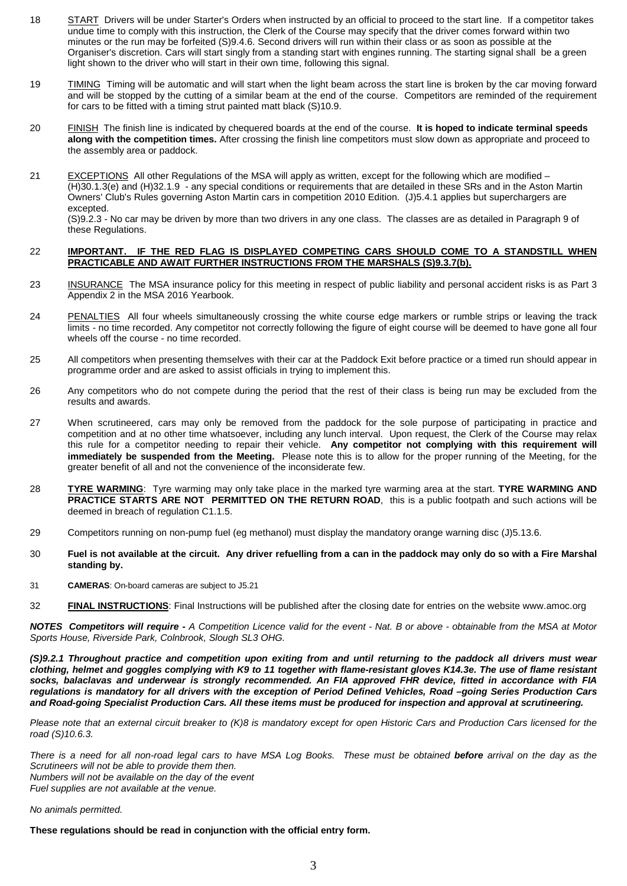18 START Drivers will be under Starter's Orders when instructed by an official to proceed to the start line. If a competitor takes undue time to comply with this instruction, the Clerk of the Course may specify that the driver comes forward within two minutes or the run may be forfeited (S)9.4.6. Second drivers will run within their class or as soon as possible at the Organiser's discretion. Cars will start singly from a standing start with engines running. The starting signal shall be a green light shown to the driver who will start in their own time, following this signal.

19 TIMING Timing will be automatic and will start when the light beam across the start line is broken by the car moving forward and will be stopped by the cutting of a similar beam at the end of the course. Competitors are reminded of the requirement for cars to be fitted with a timing strut painted matt black (S)10.9.

20 FINISH The finish line is indicated by chequered boards at the end of the course. **It is hoped to indicate terminal speeds along with the competition times.** After crossing the finish line competitors must slow down as appropriate and proceed to the assembly area or paddock.

21 EXCEPTIONS All other Regulations of the MSA will apply as written, except for the following which are modified – (H)30.1.3(e) and (H)32.1.9 - any special conditions or requirements that are detailed in these SRs and in the Aston Martin Owners' Club's Rules governing Aston Martin cars in competition 2010 Edition. (J)5.4.1 applies but superchargers are excepted.
(S)9.2.3 - No car may be driven by more than two drivers in any one class. The classes are as detailed in Paragraph 9 of these Regulations.

22 **IMPORTANT. IF THE RED FLAG IS DISPLAYED COMPETING CARS SHOULD COME TO A STANDSTILL WHEN PRACTICABLE AND AWAIT FURTHER INSTRUCTIONS FROM THE MARSHALS (S)9.3.7(b).**

23 INSURANCE The MSA insurance policy for this meeting in respect of public liability and personal accident risks is as Part 3 Appendix 2 in the MSA 2016 Yearbook.

24 PENALTIES All four wheels simultaneously crossing the white course edge markers or rumble strips or leaving the track limits - no time recorded. Any competitor not correctly following the figure of eight course will be deemed to have gone all four wheels off the course - no time recorded.

25 All competitors when presenting themselves with their car at the Paddock Exit before practice or a timed run should appear in programme order and are asked to assist officials in trying to implement this.

26 Any competitors who do not compete during the period that the rest of their class is being run may be excluded from the results and awards.

27 When scrutineered, cars may only be removed from the paddock for the sole purpose of participating in practice and competition and at no other time whatsoever, including any lunch interval. Upon request, the Clerk of the Course may relax this rule for a competitor needing to repair their vehicle. **Any competitor not complying with this requirement will immediately be suspended from the Meeting.** Please note this is to allow for the proper running of the Meeting, for the greater benefit of all and not the convenience of the inconsiderate few.

28 **TYRE WARMING**: Tyre warming may only take place in the marked tyre warming area at the start. **TYRE WARMING AND PRACTICE STARTS ARE NOT PERMITTED ON THE RETURN ROAD**, this is a public footpath and such actions will be deemed in breach of regulation C1.1.5.

29 Competitors running on non-pump fuel (eg methanol) must display the mandatory orange warning disc (J)5.13.6.

30 **Fuel is not available at the circuit. Any driver refuelling from a can in the paddock may only do so with a Fire Marshal standing by.**

31 **CAMERAS**: On-board cameras are subject to J5.21

32 **FINAL INSTRUCTIONS**: Final Instructions will be published after the closing date for entries on the website www.amoc.org

***NOTES Competitors will require -*** *A Competition Licence valid for the event - Nat. B or above - obtainable from the MSA at Motor Sports House, Riverside Park, Colnbrook, Slough SL3 OHG.*

***(S)9.2.1 Throughout practice and competition upon exiting from and until returning to the paddock all drivers must wear clothing, helmet and goggles complying with K9 to 11 together with flame-resistant gloves K14.3e. The use of flame resistant socks, balaclavas and underwear is strongly recommended. An FIA approved FHR device, fitted in accordance with FIA regulations is mandatory for all drivers with the exception of Period Defined Vehicles, Road –going Series Production Cars and Road-going Specialist Production Cars. All these items must be produced for inspection and approval at scrutineering.***

*Please note that an external circuit breaker to (K)8 is mandatory except for open Historic Cars and Production Cars licensed for the road (S)10.6.3.*

*There is a need for all non-road legal cars to have MSA Log Books. These must be obtained **before** arrival on the day as the Scrutineers will not be able to provide them then.*
*Numbers will not be available on the day of the event*
*Fuel supplies are not available at the venue.*

*No animals permitted.*

**These regulations should be read in conjunction with the official entry form.**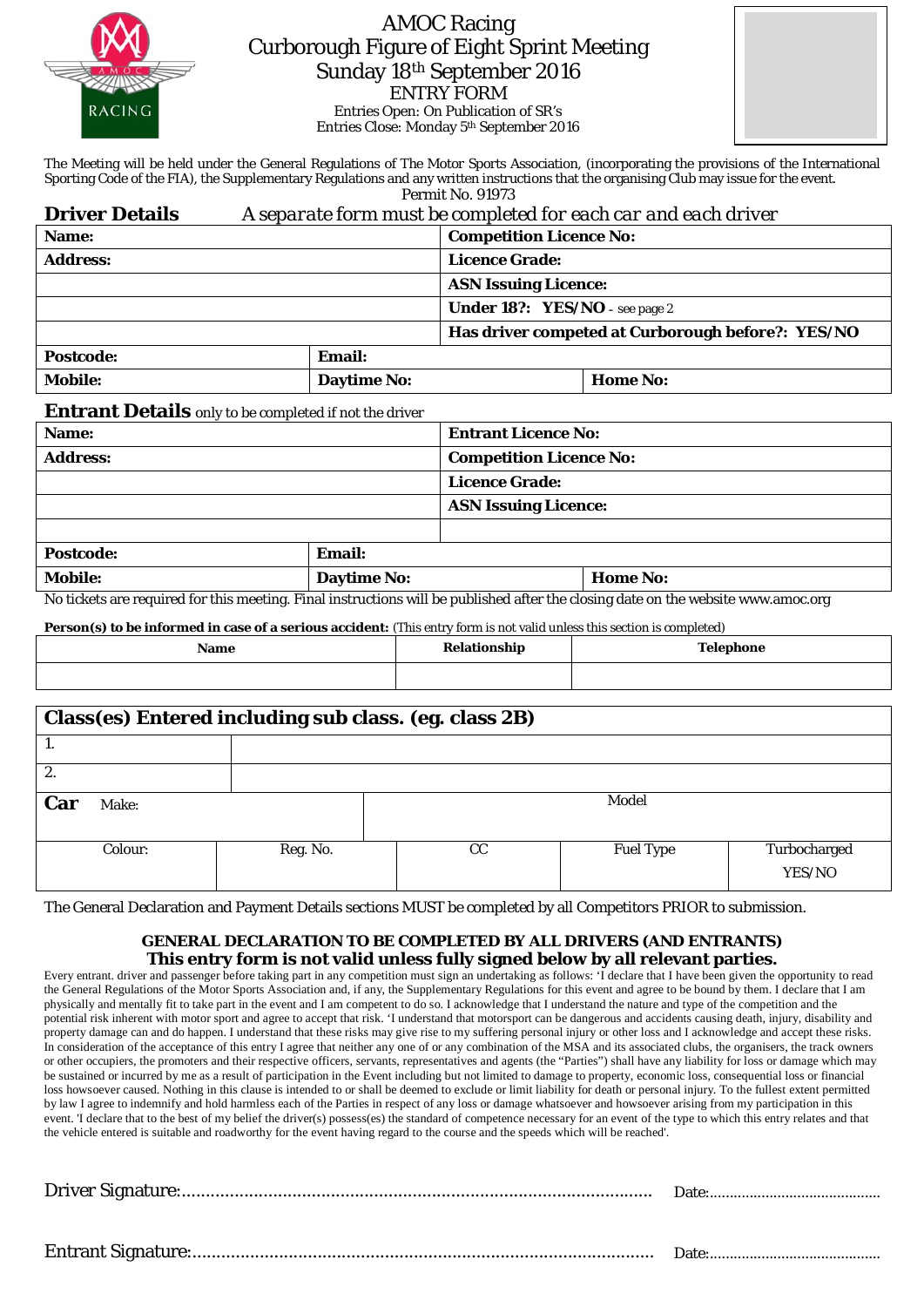# AMOC Racing
## Curborough Figure of Eight Sprint Meeting
### Sunday 18th September 2016
### ENTRY FORM

Entries Open: On Publication of SR's
Entries Close: Monday 5th September 2016

The Meeting will be held under the General Regulations of The Motor Sports Association, (incorporating the provisions of the International Sporting Code of the FIA), the Supplementary Regulations and any written instructions that the organising Club may issue for the event.
Permit No. 91973

## Driver Details

*A separate form must be completed for each car and each driver*

| | | |
|---|---|---|
| **Name:** | | **Competition Licence No:** |
| **Address:** | | **Licence Grade:** |
| | | **ASN Issuing Licence:** |
| | | **Under 18?: YES/NO** - see page 2 |
| | | **Has driver competed at Curborough before?: YES/NO** |
| **Postcode:** | **Email:** | |
| **Mobile:** | **Daytime No:** | **Home No:** |

## Entrant Details only to be completed if not the driver

| | | |
|---|---|---|
| **Name:** | | **Entrant Licence No:** |
| **Address:** | | **Competition Licence No:** |
| | | **Licence Grade:** |
| | | **ASN Issuing Licence:** |
| | | |
| **Postcode:** | **Email:** | |
| **Mobile:** | **Daytime No:** | **Home No:** |

No tickets are required for this meeting. Final instructions will be published after the closing date on the website www.amoc.org

**Person(s) to be informed in case of a serious accident:** (This entry form is not valid unless this section is completed)

| Name | Relationship | Telephone |
|---|---|---|
| | | |

## Class(es) Entered including sub class. (eg. class 2B)

| | |
|---|---|
| 1. | |
| 2. | |

| **Car** Make: | | Model | | |
|---|---|---|---|---|
| Colour: | Reg. No. | CC | Fuel Type | Turbocharged YES/NO |
| | | | | |

The General Declaration and Payment Details sections MUST be completed by all Competitors PRIOR to submission.

**GENERAL DECLARATION TO BE COMPLETED BY ALL DRIVERS (AND ENTRANTS)**
**This entry form is not valid unless fully signed below by all relevant parties.**

Every entrant. driver and passenger before taking part in any competition must sign an undertaking as follows: 'I declare that I have been given the opportunity to read the General Regulations of the Motor Sports Association and, if any, the Supplementary Regulations for this event and agree to be bound by them. I declare that I am physically and mentally fit to take part in the event and I am competent to do so. I acknowledge that I understand the nature and type of the competition and the potential risk inherent with motor sport and agree to accept that risk. 'I understand that motorsport can be dangerous and accidents causing death, injury, disability and property damage can and do happen. I understand that these risks may give rise to my suffering personal injury or other loss and I acknowledge and accept these risks. In consideration of the acceptance of this entry I agree that neither any one of or any combination of the MSA and its associated clubs, the organisers, the track owners or other occupiers, the promoters and their respective officers, servants, representatives and agents (the "Parties") shall have any liability for loss or damage which may be sustained or incurred by me as a result of participation in the Event including but not limited to damage to property, economic loss, consequential loss or financial loss howsoever caused. Nothing in this clause is intended to or shall be deemed to exclude or limit liability for death or personal injury. To the fullest extent permitted by law I agree to indemnify and hold harmless each of the Parties in respect of any loss or damage whatsoever and howsoever arising from my participation in this event. 'I declare that to the best of my belief the driver(s) possess(es) the standard of competence necessary for an event of the type to which this entry relates and that the vehicle entered is suitable and roadworthy for the event having regard to the course and the speeds which will be reached'.

Driver Signature:.................................................................................................... Date:...........................................

Entrant Signature:.................................................................................................. Date:...........................................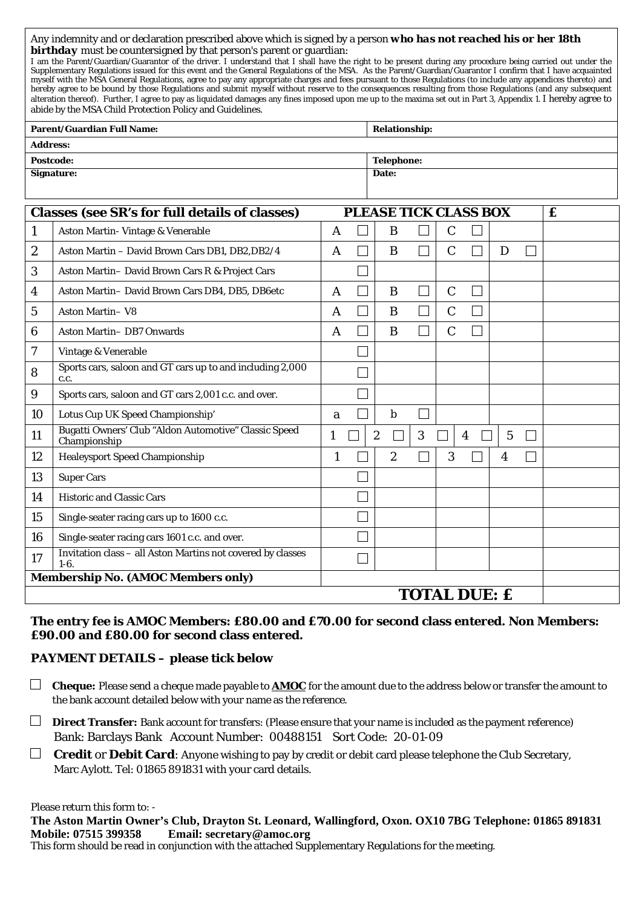Any indemnity and or declaration prescribed above which is signed by a person ***who has not reached his or her 18th birthday*** must be countersigned by that person's parent or guardian:

I am the Parent/Guardian/Guarantor of the driver. I understand that I shall have the right to be present during any procedure being carried out under the Supplementary Regulations issued for this event and the General Regulations of the MSA. As the Parent/Guardian/Guarantor I confirm that I have acquainted myself with the MSA General Regulations, agree to pay any appropriate charges and fees pursuant to those Regulations (to include any appendices thereto) and hereby agree to be bound by those Regulations and submit myself without reserve to the consequences resulting from those Regulations (and any subsequent alteration thereof). Further, I agree to pay as liquidated damages any fines imposed upon me up to the maxima set out in Part 3, Appendix 1. I hereby agree to abide by the MSA Child Protection Policy and Guidelines.

| | |
|---|---|
| **Parent/Guardian Full Name:** | **Relationship:** |
| **Address:** | |
| **Postcode:** | **Telephone:** |
| **Signature:** | **Date:** |

| | **Classes (see SR's for full details of classes)** | **PLEASE TICK CLASS BOX** | | | | | **£** |
|---|---|---|---|---|---|---|---|
| 1 | Aston Martin- Vintage & Venerable | A ☐ | B ☐ | C ☐ | | | |
| 2 | Aston Martin – David Brown Cars DB1, DB2,DB2/4 | A ☐ | B ☐ | C ☐ | D ☐ | | |
| 3 | Aston Martin– David Brown Cars R & Project Cars | ☐ | | | | | |
| 4 | Aston Martin– David Brown Cars DB4, DB5, DB6etc | A ☐ | B ☐ | C ☐ | | | |
| 5 | Aston Martin– V8 | A ☐ | B ☐ | C ☐ | | | |
| 6 | Aston Martin– DB7 Onwards | A ☐ | B ☐ | C ☐ | | | |
| 7 | Vintage & Venerable | ☐ | | | | | |
| 8 | Sports cars, saloon and GT cars up to and including 2,000 c.c. | ☐ | | | | | |
| 9 | Sports cars, saloon and GT cars 2,001 c.c. and over. | ☐ | | | | | |
| 10 | Lotus Cup UK Speed Championship' | a ☐ | b ☐ | | | | |
| 11 | Bugatti Owners' Club "Aldon Automotive" Classic Speed Championship | 1 ☐ | 2 ☐ | 3 ☐ | 4 ☐ | 5 ☐ | |
| 12 | Healeysport Speed Championship | 1 ☐ | 2 ☐ | 3 ☐ | 4 ☐ | | |
| 13 | Super Cars | ☐ | | | | | |
| 14 | Historic and Classic Cars | ☐ | | | | | |
| 15 | Single-seater racing cars up to 1600 c.c. | ☐ | | | | | |
| 16 | Single-seater racing cars 1601 c.c. and over. | ☐ | | | | | |
| 17 | Invitation class – all Aston Martins not covered by classes 1-6. | ☐ | | | | | |
| **Membership No. (AMOC Members only)** | | | | | | | |
| | | | | | **TOTAL DUE: £** | | |

**The entry fee is AMOC Members: £80.00 and £70.00 for second class entered. Non Members: £90.00 and £80.00 for second class entered.**

**PAYMENT DETAILS – please tick below**

☐ **Cheque:** Please send a cheque made payable to **AMOC** for the amount due to the address below or transfer the amount to the bank account detailed below with your name as the reference.

☐ **Direct Transfer:** Bank account for transfers: (Please ensure that your name is included as the payment reference) Bank: Barclays Bank Account Number: 00488151 Sort Code: 20-01-09

☐ **Credit** or **Debit Card**: Anyone wishing to pay by credit or debit card please telephone the Club Secretary, Marc Aylott. Tel: 01865 891831 with your card details.

Please return this form to: -

**The Aston Martin Owner's Club, Drayton St. Leonard, Wallingford, Oxon. OX10 7BG Telephone: 01865 891831 Mobile: 07515 399358 Email: secretary@amoc.org**

This form should be read in conjunction with the attached Supplementary Regulations for the meeting.